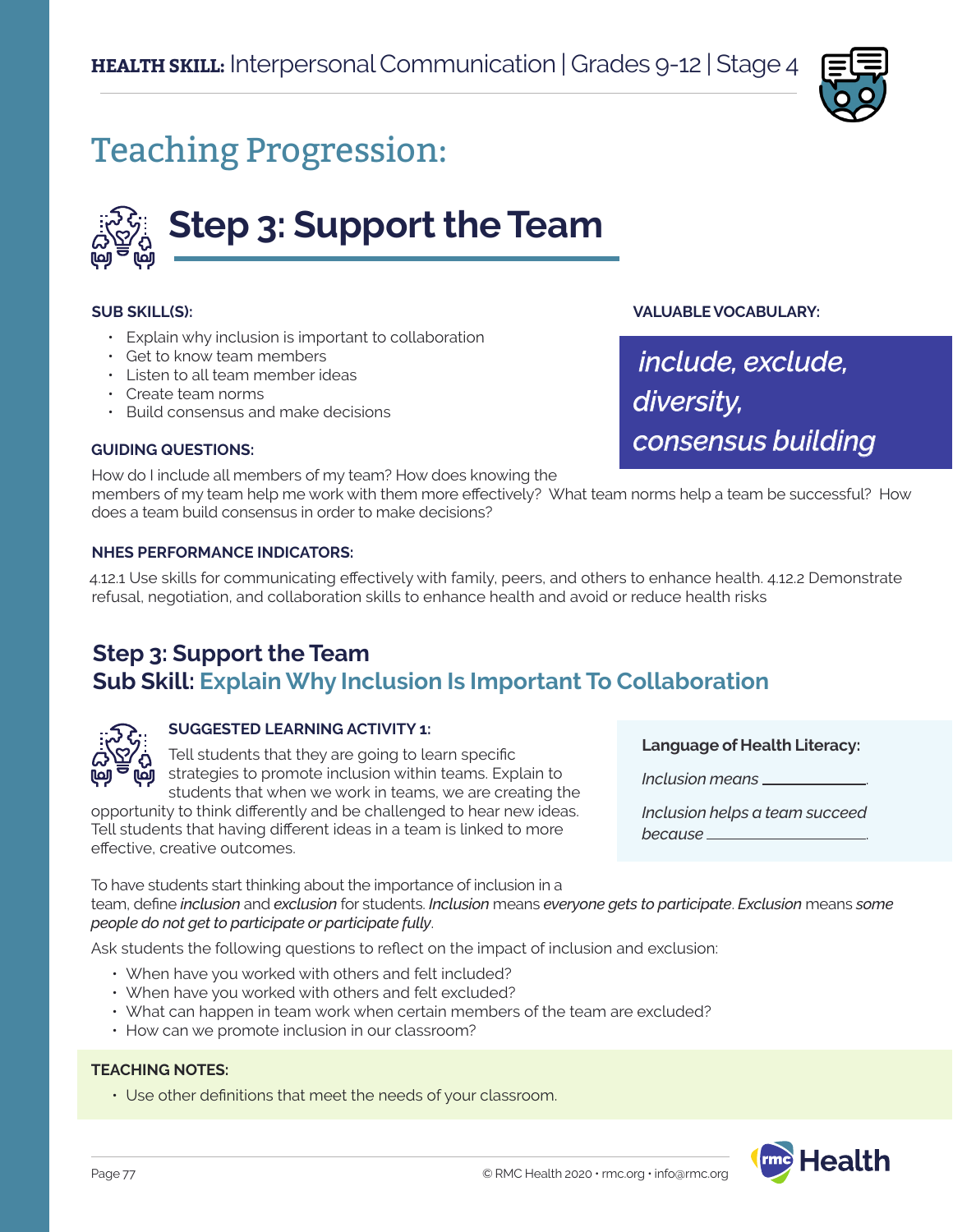**HEALTH SKILL:** Interpersonal Communication | Grades 9-12 | Stage 4

# Teaching Progression:

## Step 3: Support the Team

**SUB SKILL(S):**

- Explain why inclusion is important to collaboration
- Get to know team members
- Listen to all team member ideas
- Create team norms
- Build consensus and make decisions

**VALUABLE VOCABULARY:**

*include, exclude, diversity, consensus building*

**GUIDING QUESTIONS:**

How do I include all members of my team? How does knowing the members of my team help me work with them more effectively? What team norms help a team be successful? How does a team build consensus in order to make decisions?

**NHES PERFORMANCE INDICATORS:**

4.12.1 Use skills for communicating effectively with family, peers, and others to enhance health. 4.12.2 Demonstrate refusal, negotiation, and collaboration skills to enhance health and avoid or reduce health risks

### Step 3: Support the Team
### Sub Skill: Explain Why Inclusion Is Important To Collaboration

**SUGGESTED LEARNING ACTIVITY 1:**

Tell students that they are going to learn specific strategies to promote inclusion within teams. Explain to students that when we work in teams, we are creating the opportunity to think differently and be challenged to hear new ideas. Tell students that having different ideas in a team is linked to more effective, creative outcomes.

**Language of Health Literacy:**

*Inclusion means* ____________.

*Inclusion helps a team succeed because* ____________.

To have students start thinking about the importance of inclusion in a team, define *inclusion* and *exclusion* for students. *Inclusion* means *everyone gets to participate*. *Exclusion* means *some people do not get to participate or participate fully*.

Ask students the following questions to reflect on the impact of inclusion and exclusion:

- When have you worked with others and felt included?
- When have you worked with others and felt excluded?
- What can happen in team work when certain members of the team are excluded?
- How can we promote inclusion in our classroom?

**TEACHING NOTES:**

- Use other definitions that meet the needs of your classroom.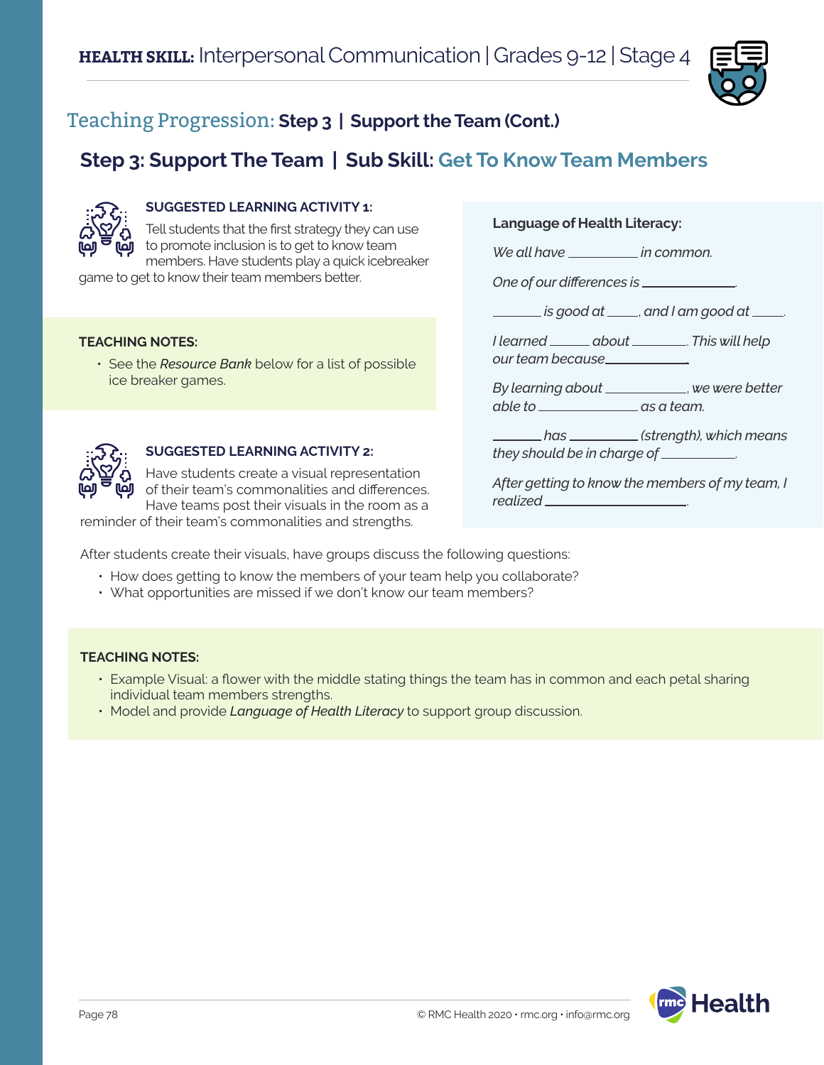## Teaching Progression: **Step 3 | Support the Team (Cont.)**

## Step 3: Support The Team | Sub Skill: Get To Know Team Members

**SUGGESTED LEARNING ACTIVITY 1:**

Tell students that the first strategy they can use to promote inclusion is to get to know team members. Have students play a quick icebreaker game to get to know their team members better.

**TEACHING NOTES:**

- See the *Resource Bank* below for a list of possible ice breaker games.

**SUGGESTED LEARNING ACTIVITY 2:**

Have students create a visual representation of their team's commonalities and differences. Have teams post their visuals in the room as a reminder of their team's commonalities and strengths.

**Language of Health Literacy:**

*We all have ________ in common.*

*One of our differences is ____________.*

*______ is good at ____, and I am good at ____.*

*I learned _____ about _______. This will help our team because __________*

*By learning about __________, we were better able to _____________ as a team.*

*_______ has _________ (strength), which means they should be in charge of __________.*

*After getting to know the members of my team, I realized __________________.*

After students create their visuals, have groups discuss the following questions:

- How does getting to know the members of your team help you collaborate?
- What opportunities are missed if we don't know our team members?

**TEACHING NOTES:**

- Example Visual: a flower with the middle stating things the team has in common and each petal sharing individual team members strengths.
- Model and provide *Language of Health Literacy* to support group discussion.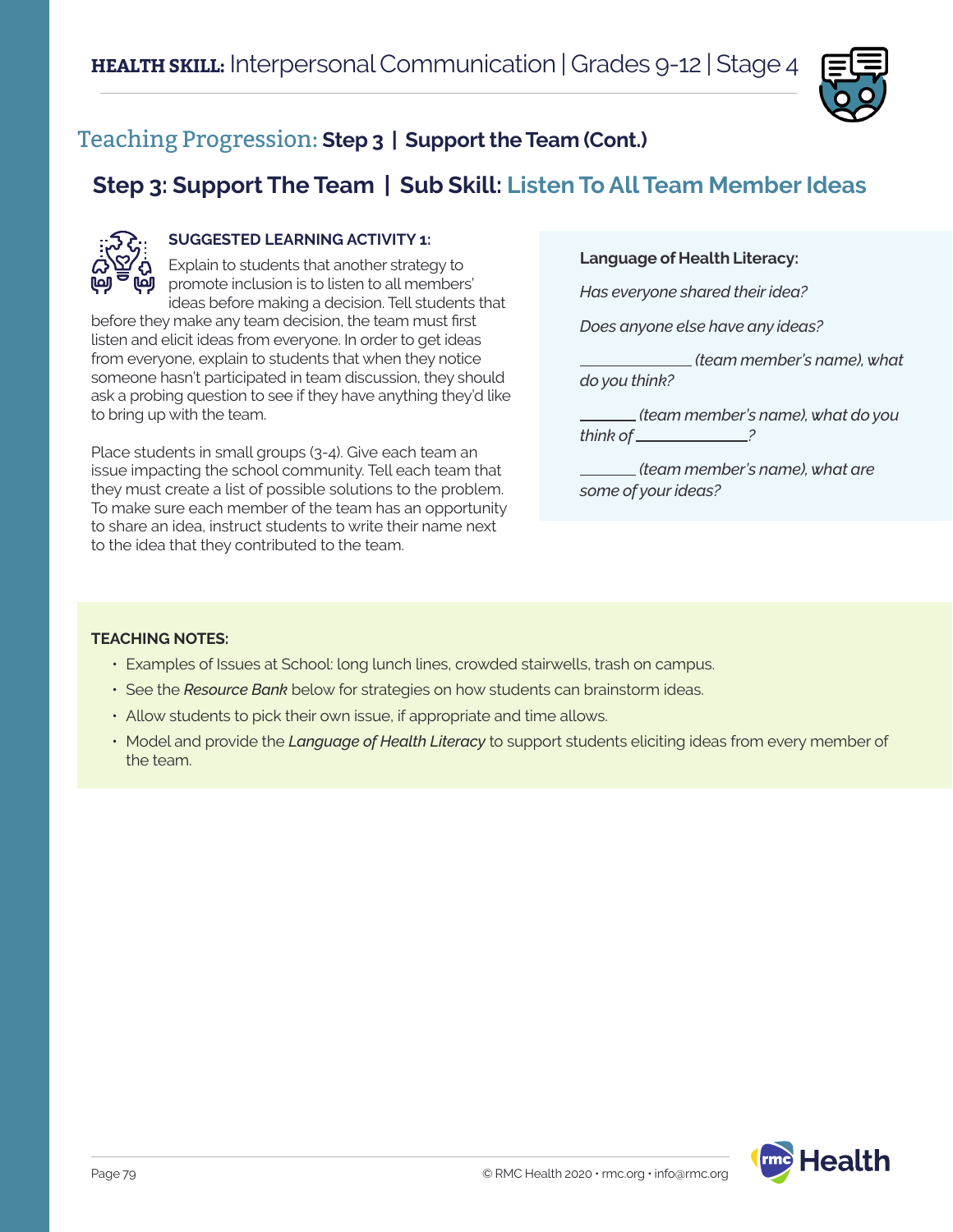## Teaching Progression: **Step 3 | Support the Team (Cont.)**

## Step 3: Support The Team | Sub Skill: Listen To All Team Member Ideas

**SUGGESTED LEARNING ACTIVITY 1:**

Explain to students that another strategy to promote inclusion is to listen to all members' ideas before making a decision. Tell students that before they make any team decision, the team must first listen and elicit ideas from everyone. In order to get ideas from everyone, explain to students that when they notice someone hasn't participated in team discussion, they should ask a probing question to see if they have anything they'd like to bring up with the team.

Place students in small groups (3-4). Give each team an issue impacting the school community. Tell each team that they must create a list of possible solutions to the problem. To make sure each member of the team has an opportunity to share an idea, instruct students to write their name next to the idea that they contributed to the team.

**Language of Health Literacy:**

*Has everyone shared their idea?*

*Does anyone else have any ideas?*

*_____________ (team member's name), what do you think?*

*______ (team member's name), what do you think of ____________?*

*______ (team member's name), what are some of your ideas?*

**TEACHING NOTES:**

- Examples of Issues at School: long lunch lines, crowded stairwells, trash on campus.
- See the *Resource Bank* below for strategies on how students can brainstorm ideas.
- Allow students to pick their own issue, if appropriate and time allows.
- Model and provide the *Language of Health Literacy* to support students eliciting ideas from every member of the team.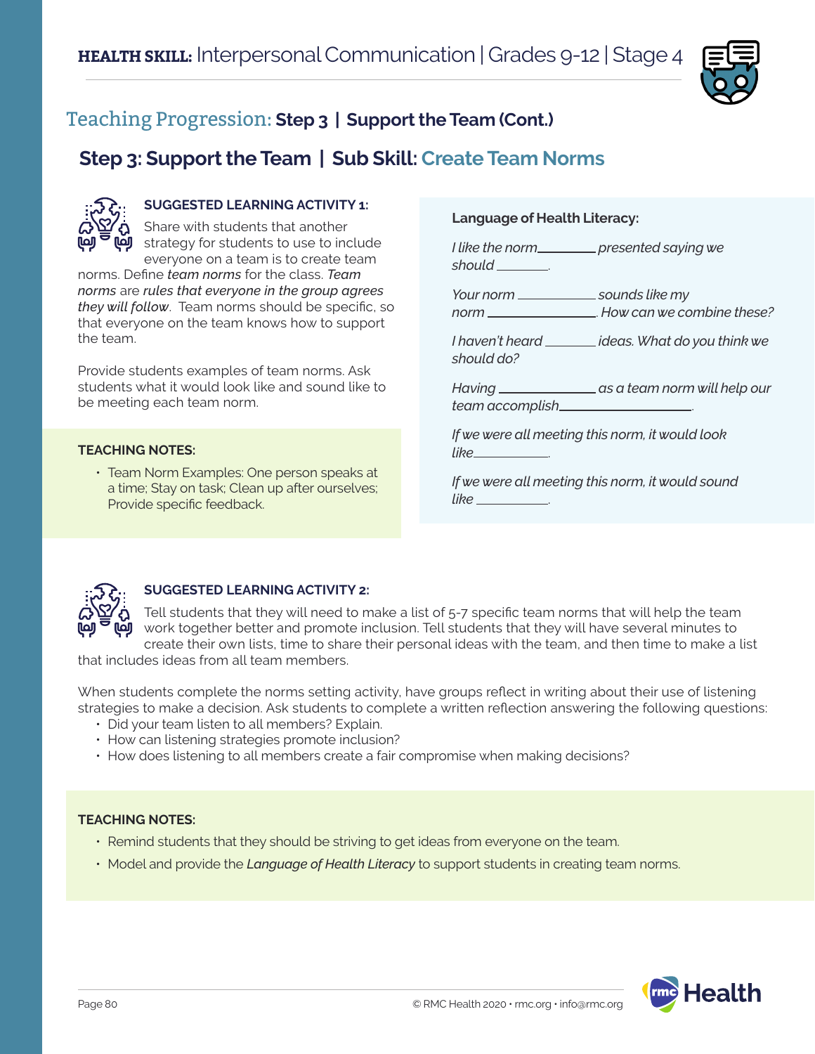## Teaching Progression: **Step 3 | Support the Team (Cont.)**

## Step 3: Support the Team | Sub Skill: Create Team Norms

**SUGGESTED LEARNING ACTIVITY 1:**

Share with students that another strategy for students to use to include everyone on a team is to create team norms. Define *team norms* for the class. *Team norms* are *rules that everyone in the group agrees they will follow*. Team norms should be specific, so that everyone on the team knows how to support the team.

Provide students examples of team norms. Ask students what it would look like and sound like to be meeting each team norm.

**TEACHING NOTES:**

- Team Norm Examples: One person speaks at a time; Stay on task; Clean up after ourselves; Provide specific feedback.

**Language of Health Literacy:**

*I like the norm________ presented saying we should _______.*

*Your norm ___________ sounds like my norm _______________. How can we combine these?*

*I haven't heard _______ ideas. What do you think we should do?*

*Having ______________ as a team norm will help our team accomplish_________________.*

*If we were all meeting this norm, it would look like___________.*

*If we were all meeting this norm, it would sound like __________.*

**SUGGESTED LEARNING ACTIVITY 2:**

Tell students that they will need to make a list of 5-7 specific team norms that will help the team work together better and promote inclusion. Tell students that they will have several minutes to create their own lists, time to share their personal ideas with the team, and then time to make a list that includes ideas from all team members.

When students complete the norms setting activity, have groups reflect in writing about their use of listening strategies to make a decision. Ask students to complete a written reflection answering the following questions:

- Did your team listen to all members? Explain.
- How can listening strategies promote inclusion?
- How does listening to all members create a fair compromise when making decisions?

**TEACHING NOTES:**

- Remind students that they should be striving to get ideas from everyone on the team.
- Model and provide the *Language of Health Literacy* to support students in creating team norms.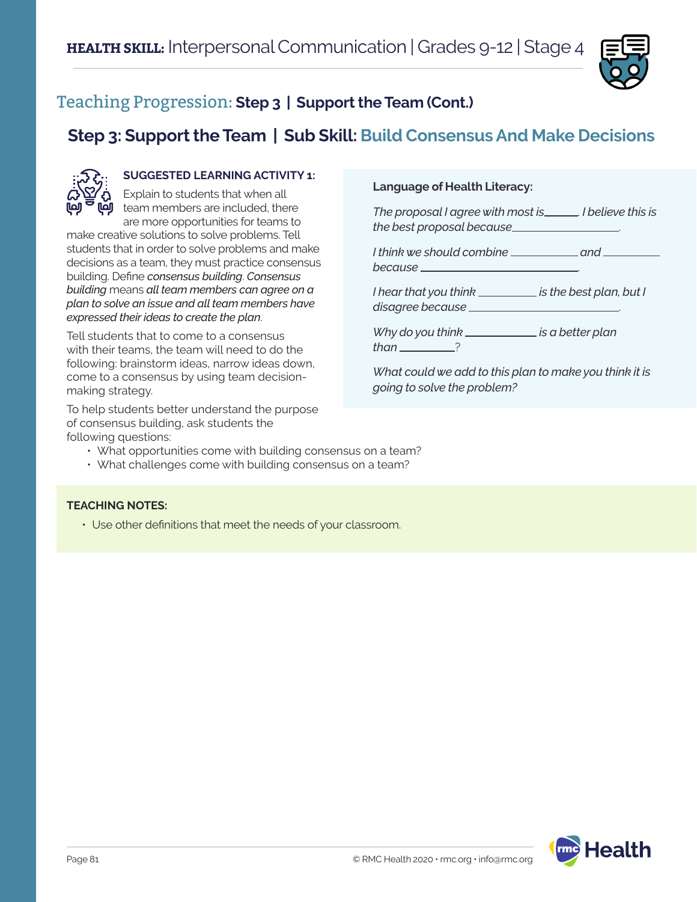**HEALTH SKILL:** Interpersonal Communication | Grades 9-12 | Stage 4

## Teaching Progression: Step 3 | Support the Team (Cont.)

## Step 3: Support the Team | Sub Skill: Build Consensus And Make Decisions

### SUGGESTED LEARNING ACTIVITY 1:

Explain to students that when all team members are included, there are more opportunities for teams to make creative solutions to solve problems. Tell students that in order to solve problems and make decisions as a team, they must practice consensus building. Define *consensus building*. *Consensus building* means ***all team members can agree on a plan to solve an issue and all team members have expressed their ideas to create the plan***.

Tell students that to come to a consensus with their teams, the team will need to do the following: brainstorm ideas, narrow ideas down, come to a consensus by using team decision-making strategy.

To help students better understand the purpose of consensus building, ask students the following questions:

- What opportunities come with building consensus on a team?
- What challenges come with building consensus on a team?

**Language of Health Literacy:**

*The proposal I agree with most is_____. I believe this is the best proposal because_________________.*

*I think we should combine ___________ and _________ because _____________________.*

*I hear that you think _________ is the best plan, but I disagree because _________________________.*

*Why do you think ___________ is a better plan than _________?*

*What could we add to this plan to make you think it is going to solve the problem?*

**TEACHING NOTES:**

- Use other definitions that meet the needs of your classroom.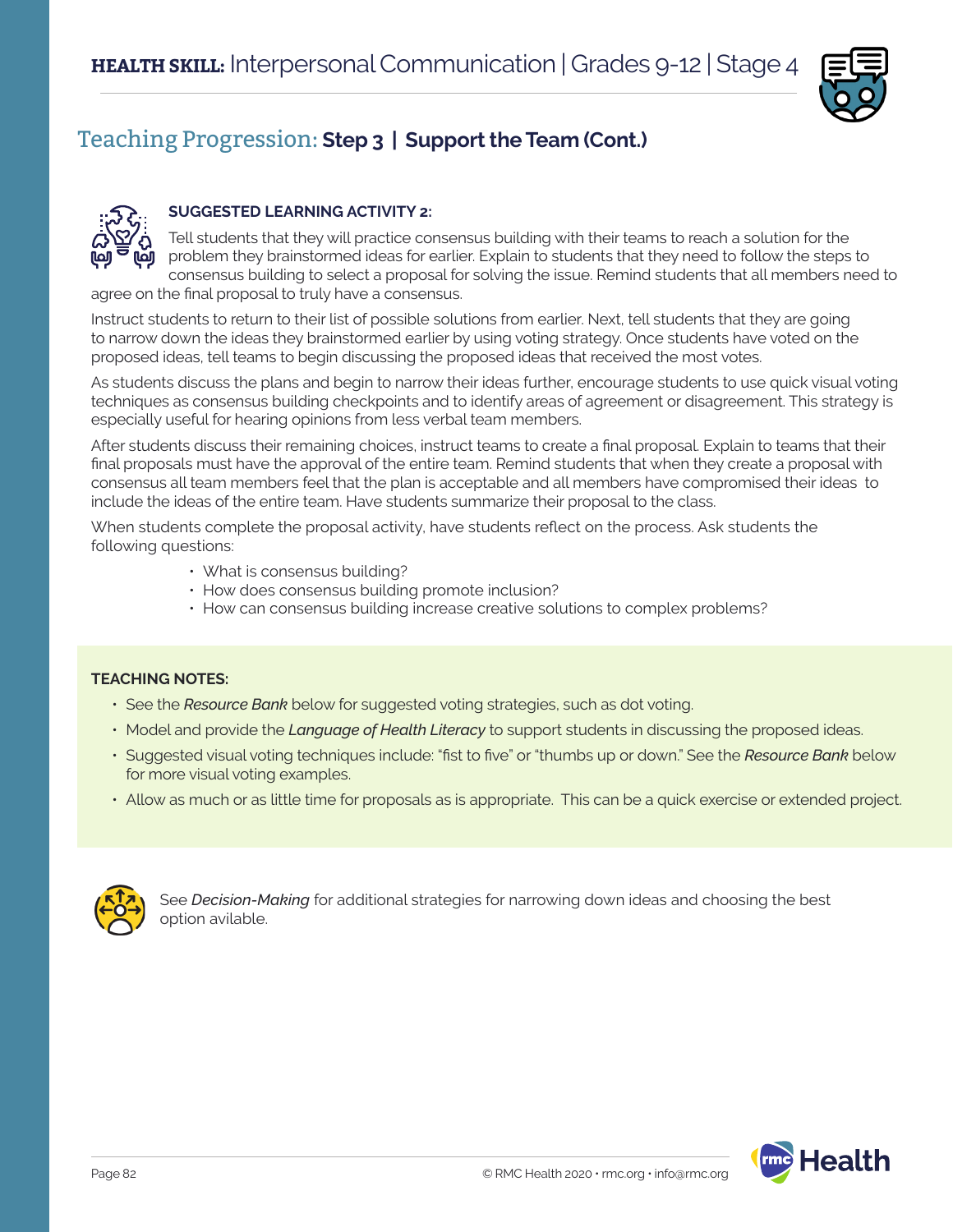# HEALTH SKILL: Interpersonal Communication | Grades 9-12 | Stage 4

## Teaching Progression: Step 3 | Support the Team (Cont.)

### SUGGESTED LEARNING ACTIVITY 2:

Tell students that they will practice consensus building with their teams to reach a solution for the problem they brainstormed ideas for earlier. Explain to students that they need to follow the steps to consensus building to select a proposal for solving the issue. Remind students that all members need to agree on the final proposal to truly have a consensus.

Instruct students to return to their list of possible solutions from earlier. Next, tell students that they are going to narrow down the ideas they brainstormed earlier by using voting strategy. Once students have voted on the proposed ideas, tell teams to begin discussing the proposed ideas that received the most votes.

As students discuss the plans and begin to narrow their ideas further, encourage students to use quick visual voting techniques as consensus building checkpoints and to identify areas of agreement or disagreement. This strategy is especially useful for hearing opinions from less verbal team members.

After students discuss their remaining choices, instruct teams to create a final proposal. Explain to teams that their final proposals must have the approval of the entire team. Remind students that when they create a proposal with consensus all team members feel that the plan is acceptable and all members have compromised their ideas to include the ideas of the entire team. Have students summarize their proposal to the class.

When students complete the proposal activity, have students reflect on the process. Ask students the following questions:

- What is consensus building?
- How does consensus building promote inclusion?
- How can consensus building increase creative solutions to complex problems?

**TEACHING NOTES:**

- See the *Resource Bank* below for suggested voting strategies, such as dot voting.
- Model and provide the *Language of Health Literacy* to support students in discussing the proposed ideas.
- Suggested visual voting techniques include: "fist to five" or "thumbs up or down." See the *Resource Bank* below for more visual voting examples.
- Allow as much or as little time for proposals as is appropriate. This can be a quick exercise or extended project.

See *Decision-Making* for additional strategies for narrowing down ideas and choosing the best option avilable.